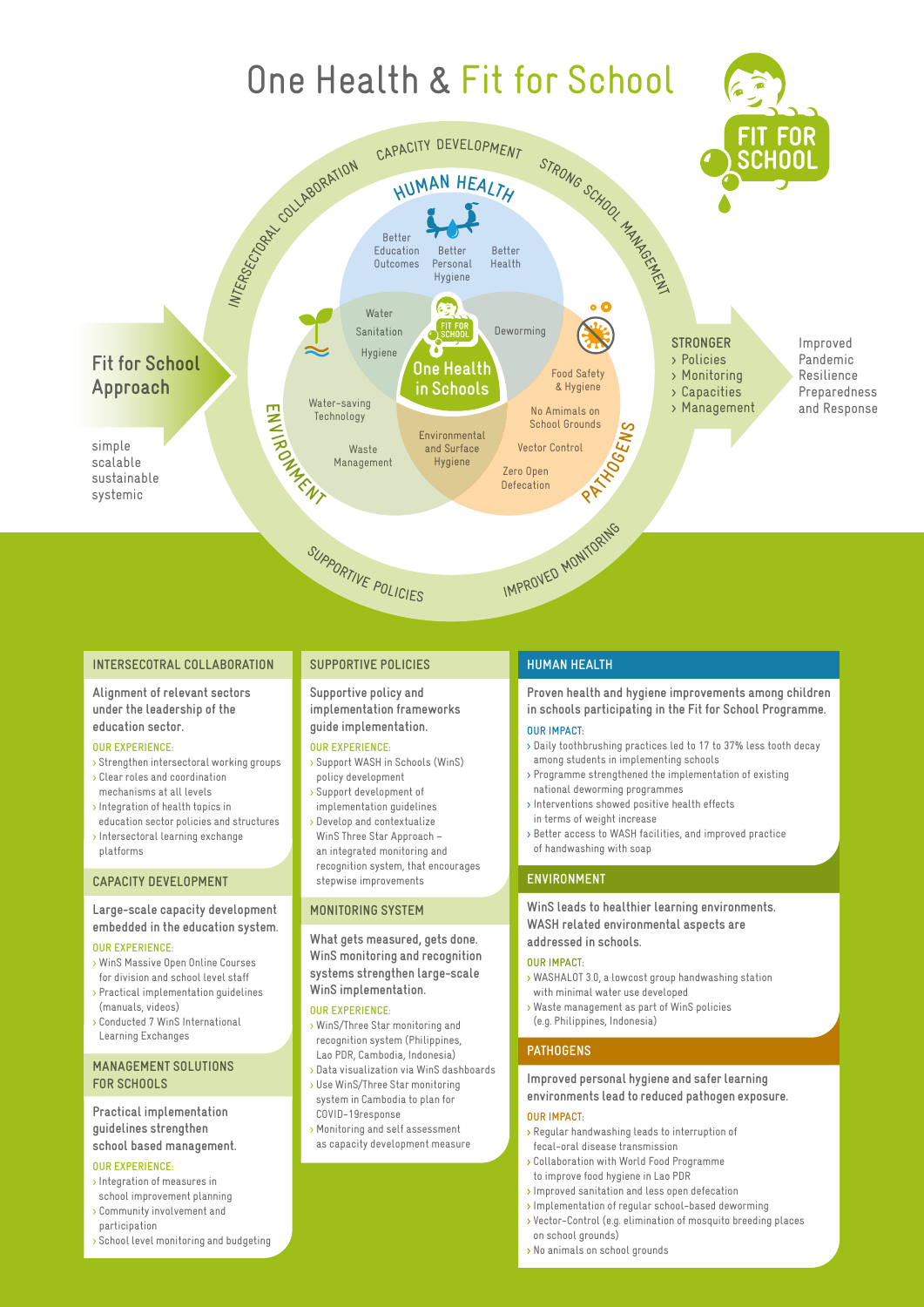# One Health & Fit for School

FIT FOR SCHOOL

CAPACITY DEVELOPMENT · STRONG SCHOOL MANAGEMENT · INTERSECTORAL COLLABORATION · SUPPORTIVE POLICIES · IMPROVED MONITORING

**Fit for School Approach**

simple
scalable
sustainable
systemic

**HUMAN HEALTH**

Better Education Outcomes · Better Personal Hygiene · Better Health

**ENVIRONMENT**

Water-saving Technology · Waste Management

**PATHOGENS**

Deworming · Food Safety & Hygiene · No Amimals on School Grounds · Vector Control · Zero Open Defecation

Water · Sanitation · Hygiene

Environmental and Surface Hygiene

**One Health in Schools**

**STRONGER**
- Policies
- Monitoring
- Capacities
- Management

Improved Pandemic Resilience Preparedness and Response

## INTERSECOTRAL COLLABORATION

**Alignment of relevant sectors under the leadership of the education sector.**

OUR EXPERIENCE:
- Strengthen intersectoral working groups
- Clear roles and coordination mechanisms at all levels
- Integration of health topics in education sector policies and structures
- Intersectoral learning exchange platforms

## CAPACITY DEVELOPMENT

**Large-scale capacity development embedded in the education system.**

OUR EXPERIENCE:
- WinS Massive Open Online Courses for division and school level staff
- Practical implementation guidelines (manuals, videos)
- Conducted 7 WinS International Learning Exchanges

## MANAGEMENT SOLUTIONS FOR SCHOOLS

**Practical implementation guidelines strengthen school based management.**

OUR EXPERIENCE:
- Integration of measures in school improvement planning
- Community involvement and participation
- School level monitoring and budgeting

## SUPPORTIVE POLICIES

**Supportive policy and implementation frameworks guide implementation.**

OUR EXPERIENCE:
- Support WASH in Schools (WinS) policy development
- Support development of implementation guidelines
- Develop and contextualize WinS Three Star Approach – an integrated monitoring and recognition system, that encourages stepwise improvements

## MONITORING SYSTEM

**What gets measured, gets done. WinS monitoring and recognition systems strengthen large-scale WinS implementation.**

OUR EXPERIENCE:
- WinS/Three Star monitoring and recognition system (Philippines, Lao PDR, Cambodia, Indonesia)
- Data visualization via WinS dashboards
- Use WinS/Three Star monitoring system in Cambodia to plan for COVID-19response
- Monitoring and self assessment as capacity development measure

## HUMAN HEALTH

**Proven health and hygiene improvements among children in schools participating in the Fit for School Programme.**

OUR IMPACT:
- Daily toothbrushing practices led to 17 to 37% less tooth decay among students in implementing schools
- Programme strengthened the implementation of existing national deworming programmes
- Interventions showed positive health effects in terms of weight increase
- Better access to WASH facilities, and improved practice of handwashing with soap

## ENVIRONMENT

**WinS leads to healthier learning environments. WASH related environmental aspects are addressed in schools.**

OUR IMPACT:
- WASHALOT 3.0, a lowcost group handwashing station with minimal water use developed
- Waste management as part of WinS policies (e.g. Philippines, Indonesia)

## PATHOGENS

**Improved personal hygiene and safer learning environments lead to reduced pathogen exposure.**

OUR IMPACT:
- Regular handwashing leads to interruption of fecal-oral disease transmission
- Collaboration with World Food Programme to improve food hygiene in Lao PDR
- Improved sanitation and less open defecation
- Implementation of regular school-based deworming
- Vector-Control (e.g. elimination of mosquito breeding places on school grounds)
- No animals on school grounds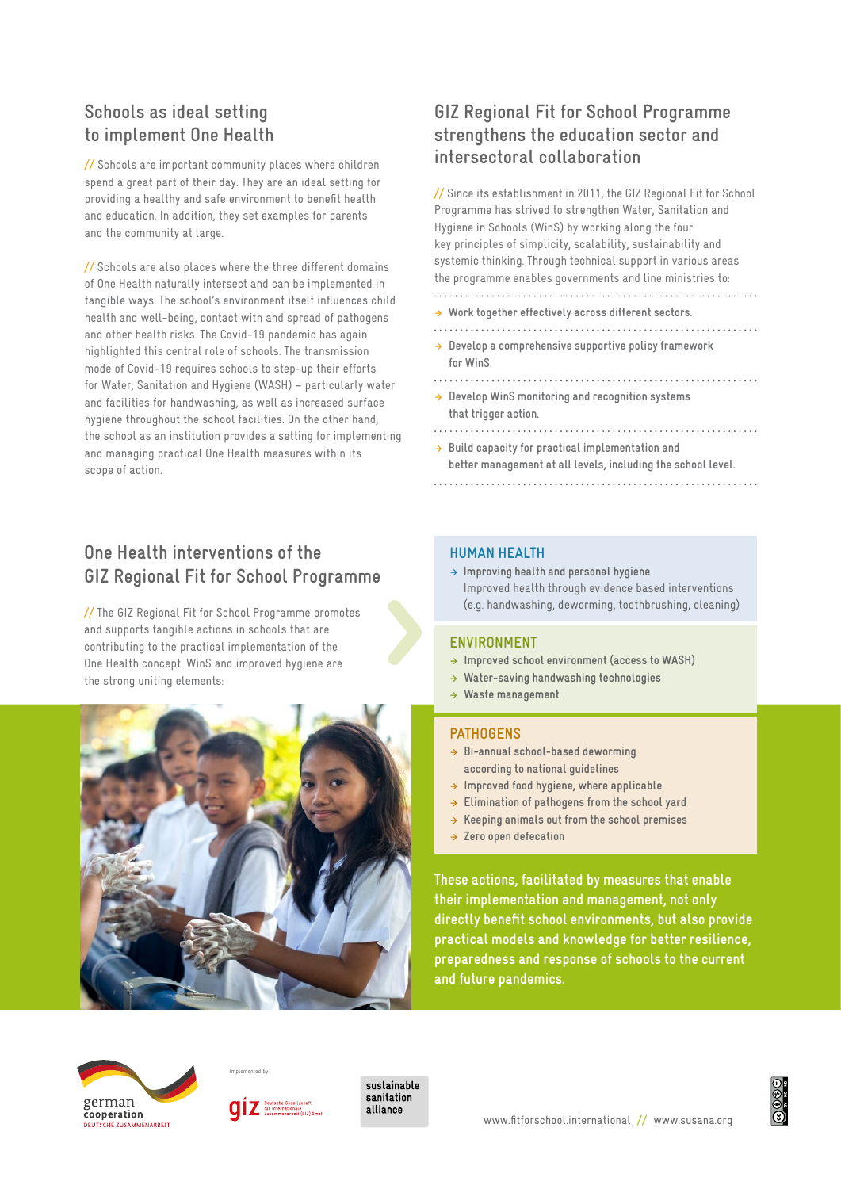## Schools as ideal setting to implement One Health

// Schools are important community places where children spend a great part of their day. They are an ideal setting for providing a healthy and safe environment to benefit health and education. In addition, they set examples for parents and the community at large.

// Schools are also places where the three different domains of One Health naturally intersect and can be implemented in tangible ways. The school's environment itself influences child health and well-being, contact with and spread of pathogens and other health risks. The Covid-19 pandemic has again highlighted this central role of schools. The transmission mode of Covid-19 requires schools to step-up their efforts for Water, Sanitation and Hygiene (WASH) – particularly water and facilities for handwashing, as well as increased surface hygiene throughout the school facilities. On the other hand, the school as an institution provides a setting for implementing and managing practical One Health measures within its scope of action.

## GIZ Regional Fit for School Programme strengthens the education sector and intersectoral collaboration

// Since its establishment in 2011, the GIZ Regional Fit for School Programme has strived to strengthen Water, Sanitation and Hygiene in Schools (WinS) by working along the four key principles of simplicity, scalability, sustainability and systemic thinking. Through technical support in various areas the programme enables governments and line ministries to:

- Work together effectively across different sectors.
- Develop a comprehensive supportive policy framework for WinS.
- Develop WinS monitoring and recognition systems that trigger action.
- Build capacity for practical implementation and better management at all levels, including the school level.

## One Health interventions of the GIZ Regional Fit for School Programme

// The GIZ Regional Fit for School Programme promotes and supports tangible actions in schools that are contributing to the practical implementation of the One Health concept. WinS and improved hygiene are the strong uniting elements:

### HUMAN HEALTH

- Improving health and personal hygiene
  Improved health through evidence based interventions (e.g. handwashing, deworming, toothbrushing, cleaning)

### ENVIRONMENT

- Improved school environment (access to WASH)
- Water-saving handwashing technologies
- Waste management

### PATHOGENS

- Bi-annual school-based deworming according to national guidelines
- Improved food hygiene, where applicable
- Elimination of pathogens from the school yard
- Keeping animals out from the school premises
- Zero open defecation

**These actions, facilitated by measures that enable their implementation and management, not only directly benefit school environments, but also provide practical models and knowledge for better resilience, preparedness and response of schools to the current and future pandemics.**

german cooperation
DEUTSCHE ZUSAMMENARBEIT

Implemented by
giz Deutsche Gesellschaft für Internationale Zusammenarbeit (GIZ) GmbH

sustainable sanitation alliance

www.fitforschool.international // www.susana.org